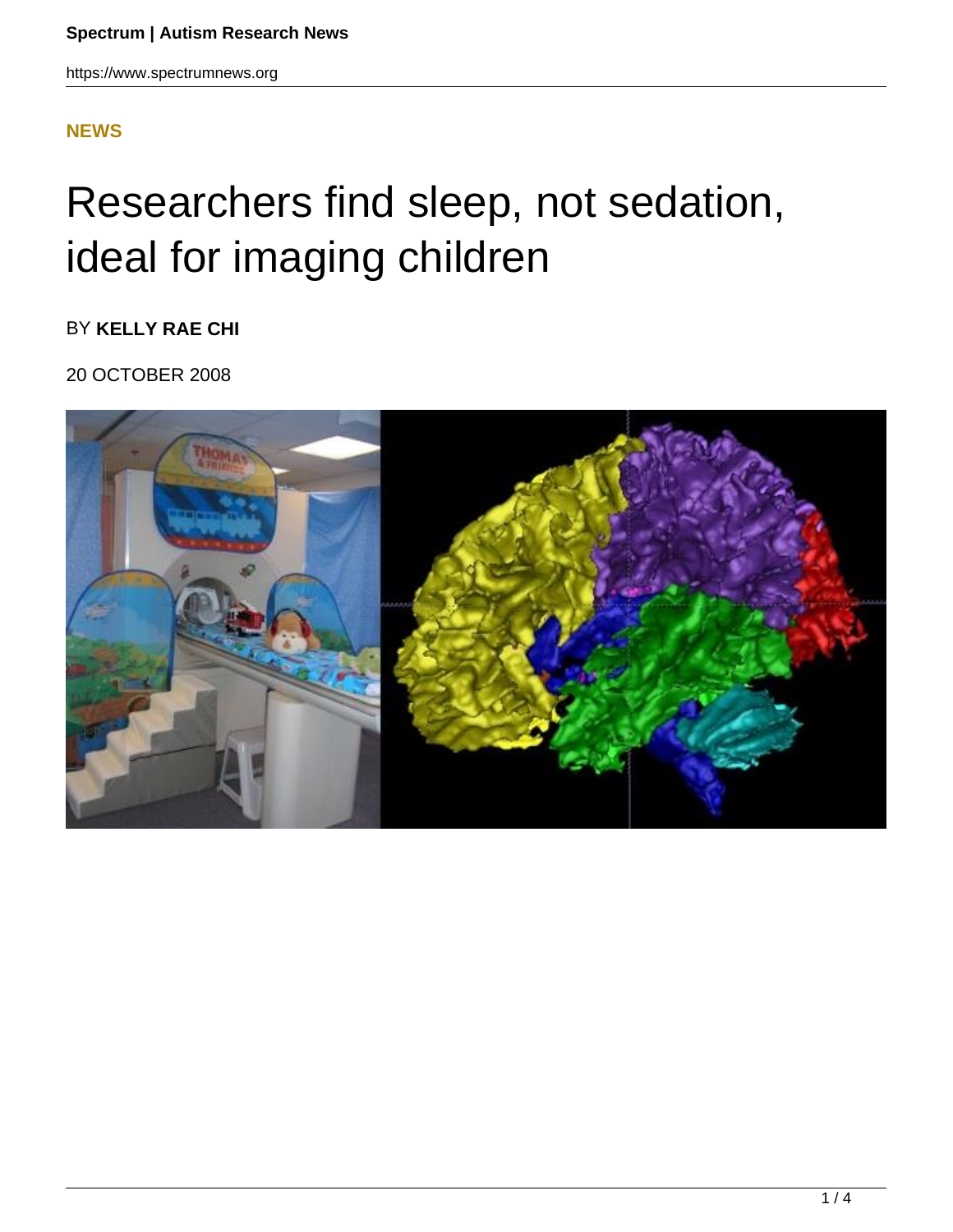NEWS

# Researchers find sleep, not sedation, ideal for imaging children

BY **KELLY RAE CHI**

20 OCTOBER 2008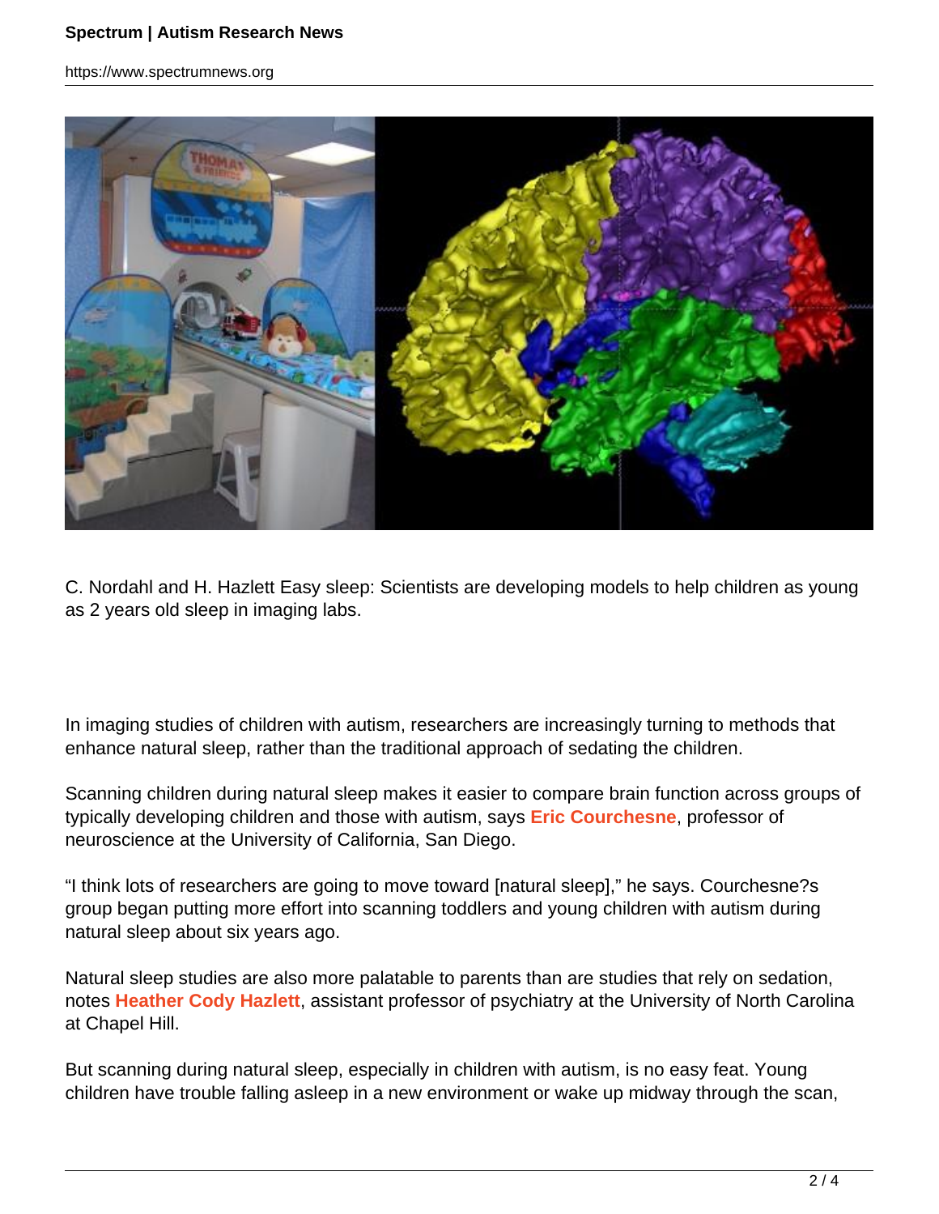C. Nordahl and H. Hazlett Easy sleep: Scientists are developing models to help children as young as 2 years old sleep in imaging labs.

In imaging studies of children with autism, researchers are increasingly turning to methods that enhance natural sleep, rather than the traditional approach of sedating the children.

Scanning children during natural sleep makes it easier to compare brain function across groups of typically developing children and those with autism, says **Eric Courchesne**, professor of neuroscience at the University of California, San Diego.

"I think lots of researchers are going to move toward [natural sleep]," he says. Courchesne?s group began putting more effort into scanning toddlers and young children with autism during natural sleep about six years ago.

Natural sleep studies are also more palatable to parents than are studies that rely on sedation, notes **Heather Cody Hazlett**, assistant professor of psychiatry at the University of North Carolina at Chapel Hill.

But scanning during natural sleep, especially in children with autism, is no easy feat. Young children have trouble falling asleep in a new environment or wake up midway through the scan,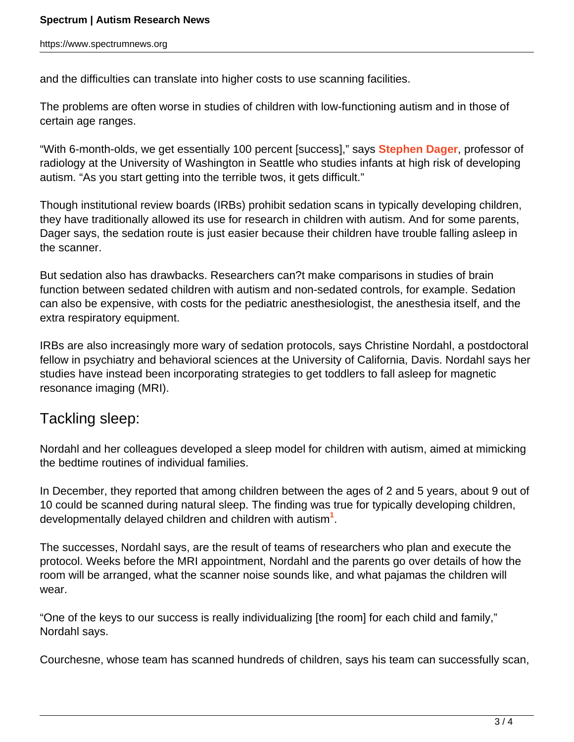and the difficulties can translate into higher costs to use scanning facilities.

The problems are often worse in studies of children with low-functioning autism and in those of certain age ranges.

“With 6-month-olds, we get essentially 100 percent [success],” says **Stephen Dager**, professor of radiology at the University of Washington in Seattle who studies infants at high risk of developing autism. “As you start getting into the terrible twos, it gets difficult.”

Though institutional review boards (IRBs) prohibit sedation scans in typically developing children, they have traditionally allowed its use for research in children with autism. And for some parents, Dager says, the sedation route is just easier because their children have trouble falling asleep in the scanner.

But sedation also has drawbacks. Researchers can?t make comparisons in studies of brain function between sedated children with autism and non-sedated controls, for example. Sedation can also be expensive, with costs for the pediatric anesthesiologist, the anesthesia itself, and the extra respiratory equipment.

IRBs are also increasingly more wary of sedation protocols, says Christine Nordahl, a postdoctoral fellow in psychiatry and behavioral sciences at the University of California, Davis. Nordahl says her studies have instead been incorporating strategies to get toddlers to fall asleep for magnetic resonance imaging (MRI).

## Tackling sleep:

Nordahl and her colleagues developed a sleep model for children with autism, aimed at mimicking the bedtime routines of individual families.

In December, they reported that among children between the ages of 2 and 5 years, about 9 out of 10 could be scanned during natural sleep. The finding was true for typically developing children, developmentally delayed children and children with autism[1].

The successes, Nordahl says, are the result of teams of researchers who plan and execute the protocol. Weeks before the MRI appointment, Nordahl and the parents go over details of how the room will be arranged, what the scanner noise sounds like, and what pajamas the children will wear.

“One of the keys to our success is really individualizing [the room] for each child and family,” Nordahl says.

Courchesne, whose team has scanned hundreds of children, says his team can successfully scan,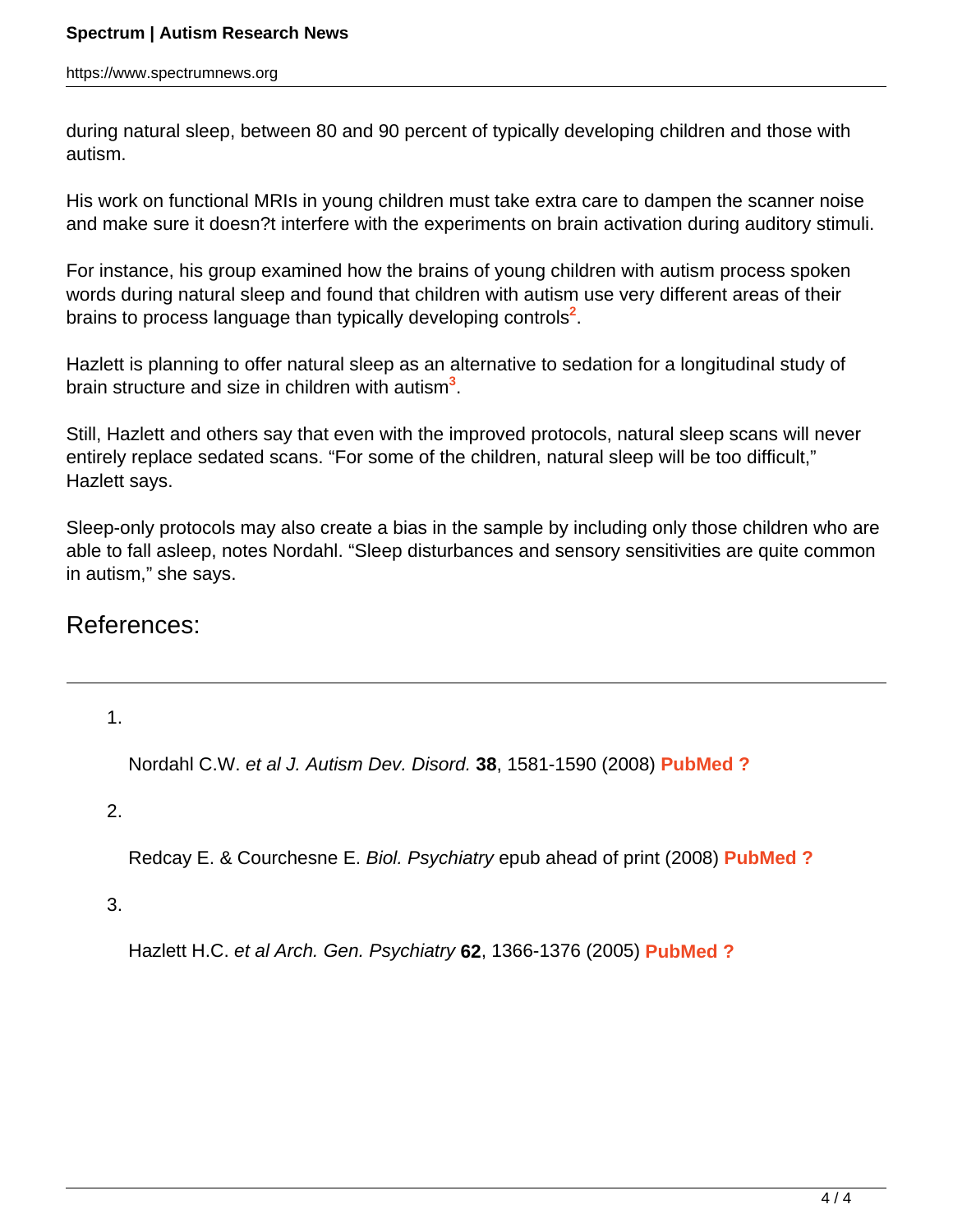during natural sleep, between 80 and 90 percent of typically developing children and those with autism.

His work on functional MRIs in young children must take extra care to dampen the scanner noise and make sure it doesn?t interfere with the experiments on brain activation during auditory stimuli.

For instance, his group examined how the brains of young children with autism process spoken words during natural sleep and found that children with autism use very different areas of their brains to process language than typically developing controls[2].

Hazlett is planning to offer natural sleep as an alternative to sedation for a longitudinal study of brain structure and size in children with autism[3].

Still, Hazlett and others say that even with the improved protocols, natural sleep scans will never entirely replace sedated scans. “For some of the children, natural sleep will be too difficult,” Hazlett says.

Sleep-only protocols may also create a bias in the sample by including only those children who are able to fall asleep, notes Nordahl. “Sleep disturbances and sensory sensitivities are quite common in autism,” she says.

## References:

1. Nordahl C.W. *et al J. Autism Dev. Disord.* **38**, 1581-1590 (2008) **PubMed ?**

2. Redcay E. & Courchesne E. *Biol. Psychiatry* epub ahead of print (2008) **PubMed ?**

3. Hazlett H.C. *et al Arch. Gen. Psychiatry* **62**, 1366-1376 (2005) **PubMed ?**